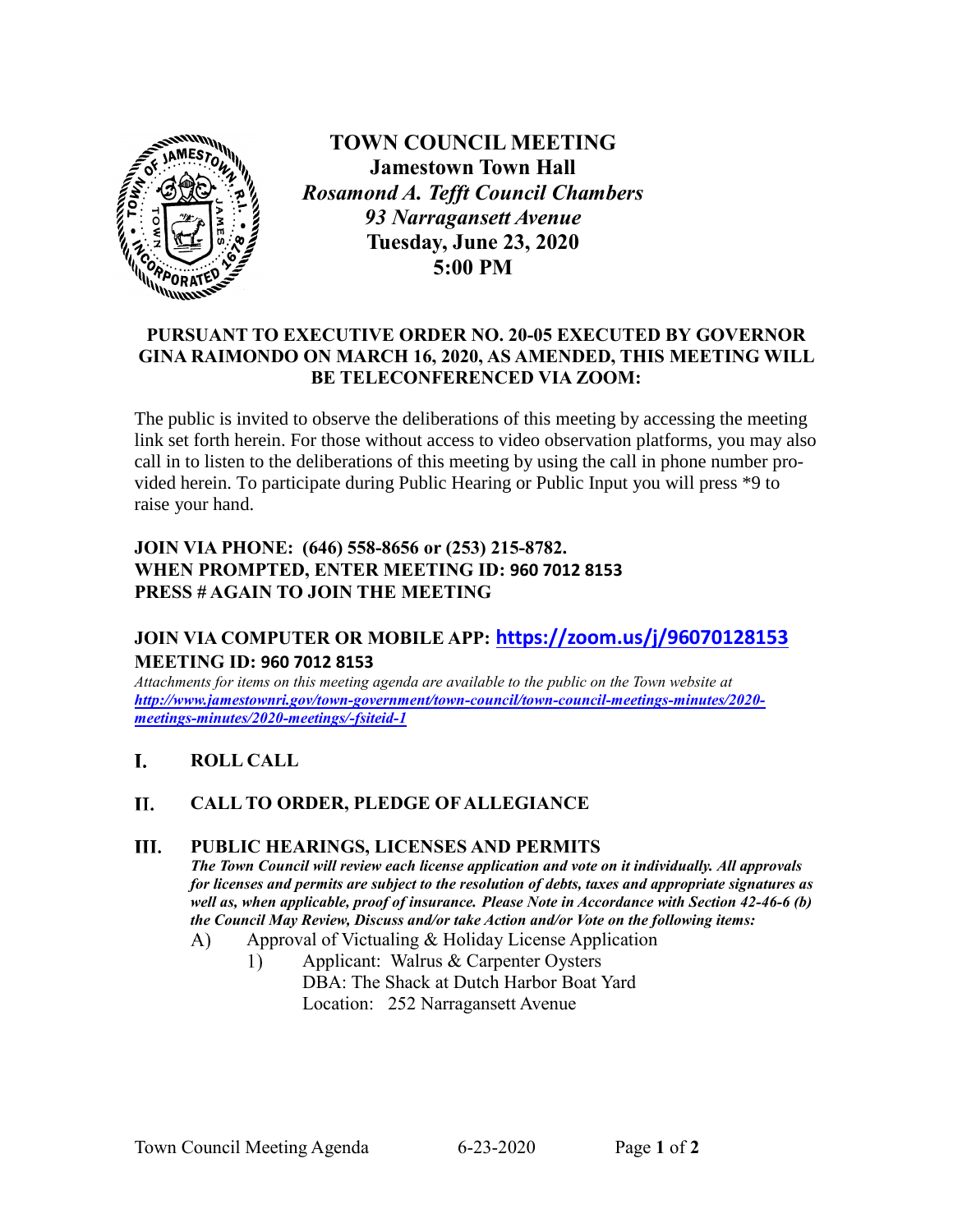# TOWN COUNCIL MEETING

**Jamestown Town Hall**
***Rosamond A. Tefft Council Chambers***
***93 Narragansett Avenue***
**Tuesday, June 23, 2020**
**5:00 PM**

**PURSUANT TO EXECUTIVE ORDER NO. 20-05 EXECUTED BY GOVERNOR GINA RAIMONDO ON MARCH 16, 2020, AS AMENDED, THIS MEETING WILL BE TELECONFERENCED VIA ZOOM:**

The public is invited to observe the deliberations of this meeting by accessing the meeting link set forth herein. For those without access to video observation platforms, you may also call in to listen to the deliberations of this meeting by using the call in phone number provided herein. To participate during Public Hearing or Public Input you will press *9 to raise your hand.

**JOIN VIA PHONE: (646) 558-8656 or (253) 215-8782.**
**WHEN PROMPTED, ENTER MEETING ID: 960 7012 8153**
**PRESS # AGAIN TO JOIN THE MEETING**

**JOIN VIA COMPUTER OR MOBILE APP: https://zoom.us/j/96070128153**
**MEETING ID: 960 7012 8153**

*Attachments for items on this meeting agenda are available to the public on the Town website at http://www.jamestownri.gov/town-government/town-council/town-council-meetings-minutes/2020-meetings-minutes/2020-meetings/-fsiteid-1*

## I. ROLL CALL

## II. CALL TO ORDER, PLEDGE OF ALLEGIANCE

## III. PUBLIC HEARINGS, LICENSES AND PERMITS

***The Town Council will review each license application and vote on it individually. All approvals for licenses and permits are subject to the resolution of debts, taxes and appropriate signatures as well as, when applicable, proof of insurance. Please Note in Accordance with Section 42-46-6 (b) the Council May Review, Discuss and/or take Action and/or Vote on the following items:***

A) Approval of Victualing & Holiday License Application

1) Applicant: Walrus & Carpenter Oysters
DBA: The Shack at Dutch Harbor Boat Yard
Location: 252 Narragansett Avenue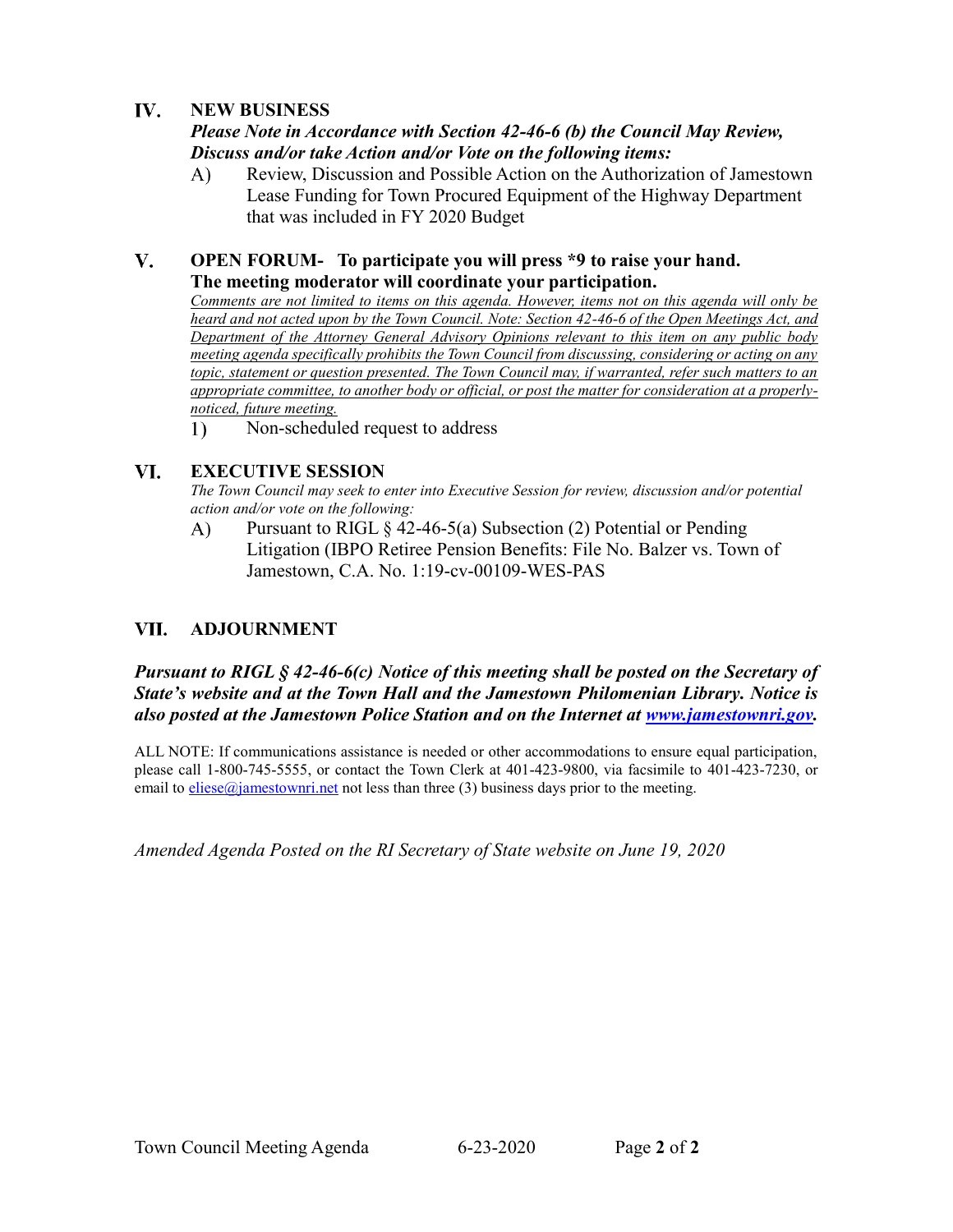## IV. NEW BUSINESS

***Please Note in Accordance with Section 42-46-6 (b) the Council May Review, Discuss and/or take Action and/or Vote on the following items:***

A) Review, Discussion and Possible Action on the Authorization of Jamestown Lease Funding for Town Procured Equipment of the Highway Department that was included in FY 2020 Budget

## V. OPEN FORUM- To participate you will press *9 to raise your hand. The meeting moderator will coordinate your participation.

*Comments are not limited to items on this agenda. However, items not on this agenda will only be heard and not acted upon by the Town Council. Note: Section 42-46-6 of the Open Meetings Act, and Department of the Attorney General Advisory Opinions relevant to this item on any public body meeting agenda specifically prohibits the Town Council from discussing, considering or acting on any topic, statement or question presented. The Town Council may, if warranted, refer such matters to an appropriate committee, to another body or official, or post the matter for consideration at a properly-noticed, future meeting.*

1) Non-scheduled request to address

## VI. EXECUTIVE SESSION

*The Town Council may seek to enter into Executive Session for review, discussion and/or potential action and/or vote on the following:*

A) Pursuant to RIGL § 42-46-5(a) Subsection (2) Potential or Pending Litigation (IBPO Retiree Pension Benefits: File No. Balzer vs. Town of Jamestown, C.A. No. 1:19-cv-00109-WES-PAS

## VII. ADJOURNMENT

***Pursuant to RIGL § 42-46-6(c) Notice of this meeting shall be posted on the Secretary of State's website and at the Town Hall and the Jamestown Philomenian Library. Notice is also posted at the Jamestown Police Station and on the Internet at [www.jamestownri.gov](www.jamestownri.gov).***

ALL NOTE: If communications assistance is needed or other accommodations to ensure equal participation, please call 1-800-745-5555, or contact the Town Clerk at 401-423-9800, via facsimile to 401-423-7230, or email to [eliese@jamestownri.net](mailto:eliese@jamestownri.net) not less than three (3) business days prior to the meeting.

*Amended Agenda Posted on the RI Secretary of State website on June 19, 2020*